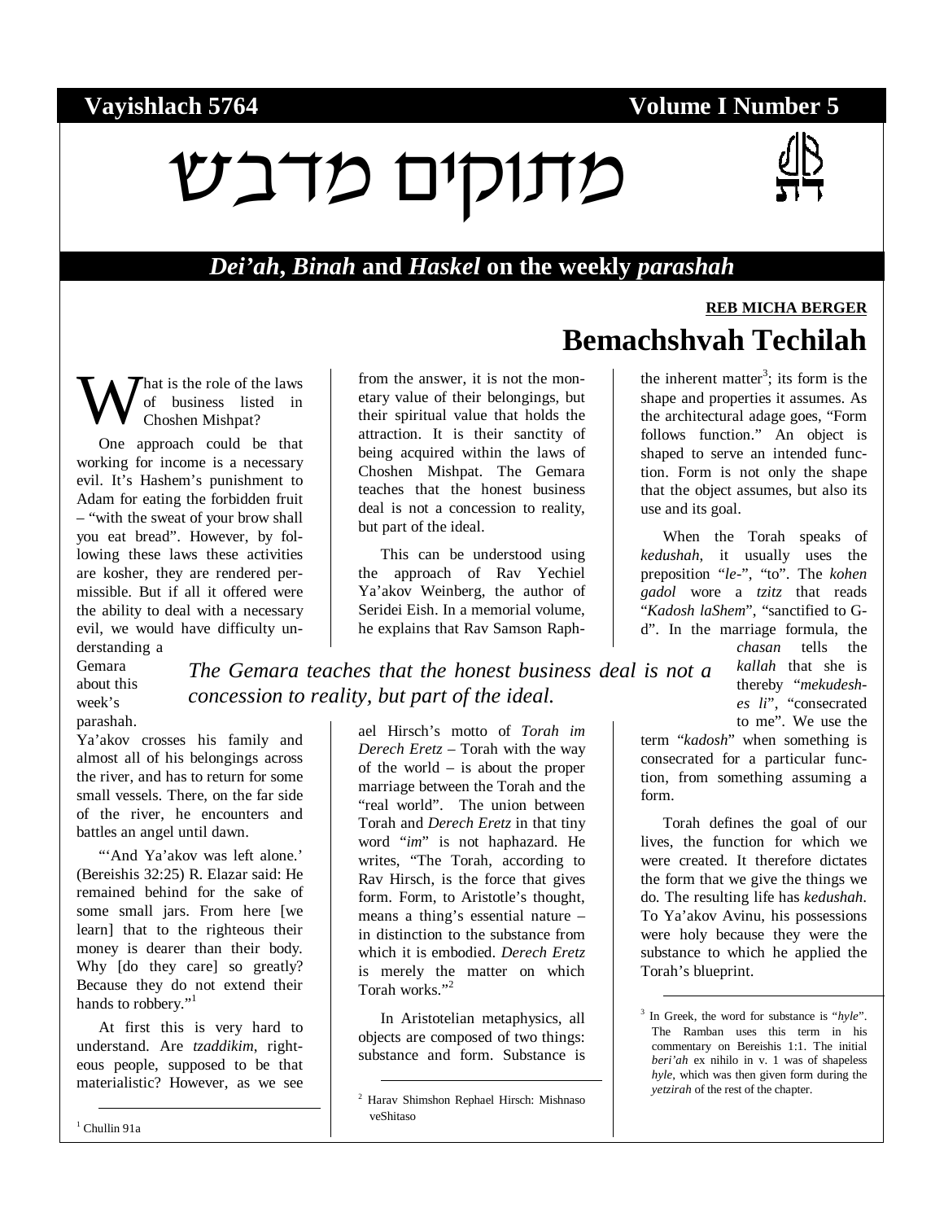**Vayishlach 5764** **Volume I Number 5**

# מתוקים מדבש

***Dei'ah*, *Binah* and *Haskel* on the weekly *parashah***

**REB MICHA BERGER**

## Bemachshvah Techilah

What is the role of the laws of business listed in Choshen Mishpat?

One approach could be that working for income is a necessary evil. It's Hashem's punishment to Adam for eating the forbidden fruit – "with the sweat of your brow shall you eat bread". However, by following these laws these activities are kosher, they are rendered permissible. But if all it offered were the ability to deal with a necessary evil, we would have difficulty understanding a Gemara about this week's parashah. Ya'akov crosses his family and almost all of his belongings across the river, and has to return for some small vessels. There, on the far side of the river, he encounters and battles an angel until dawn.

"'And Ya'akov was left alone.' (Bereishis 32:25) R. Elazar said: He remained behind for the sake of some small jars. From here [we learn] that to the righteous their money is dearer than their body. Why [do they care] so greatly? Because they do not extend their hands to robbery."[1]

At first this is very hard to understand. Are *tzaddikim*, righteous people, supposed to be that materialistic? However, as we see from the answer, it is not the monetary value of their belongings, but their spiritual value that holds the attraction. It is their sanctity of being acquired within the laws of Choshen Mishpat. The Gemara teaches that the honest business deal is not a concession to reality, but part of the ideal.

*The Gemara teaches that the honest business deal is not a concession to reality, but part of the ideal.*

This can be understood using the approach of Rav Yechiel Ya'akov Weinberg, the author of Seridei Eish. In a memorial volume, he explains that Rav Samson Raphael Hirsch's motto of *Torah im Derech Eretz* – Torah with the way of the world – is about the proper marriage between the Torah and the "real world". The union between Torah and *Derech Eretz* in that tiny word "*im*" is not haphazard. He writes, "The Torah, according to Rav Hirsch, is the force that gives form. Form, to Aristotle's thought, means a thing's essential nature – in distinction to the substance from which it is embodied. *Derech Eretz* is merely the matter on which Torah works."[2]

In Aristotelian metaphysics, all objects are composed of two things: substance and form. Substance is the inherent matter[3]; its form is the shape and properties it assumes. As the architectural adage goes, "Form follows function." An object is shaped to serve an intended function. Form is not only the shape that the object assumes, but also its use and its goal.

When the Torah speaks of *kedushah*, it usually uses the preposition "*le-*", "to". The *kohen gadol* wore a *tzitz* that reads "*Kadosh laShem*", "sanctified to G-d". In the marriage formula, the *chasan* tells the *kallah* that she is thereby "*mekudeshes li*", "consecrated to me". We use the term "*kadosh*" when something is consecrated for a particular function, from something assuming a form.

Torah defines the goal of our lives, the function for which we were created. It therefore dictates the form that we give the things we do. The resulting life has *kedushah*. To Ya'akov Avinu, his possessions were holy because they were the substance to which he applied the Torah's blueprint.

---

[1] Chullin 91a

[2] Harav Shimshon Rephael Hirsch: Mishnaso veShitaso

[3] In Greek, the word for substance is "*hyle*". The Ramban uses this term in his commentary on Bereishis 1:1. The initial *beri'ah* ex nihilo in v. 1 was of shapeless *hyle*, which was then given form during the *yetzirah* of the rest of the chapter.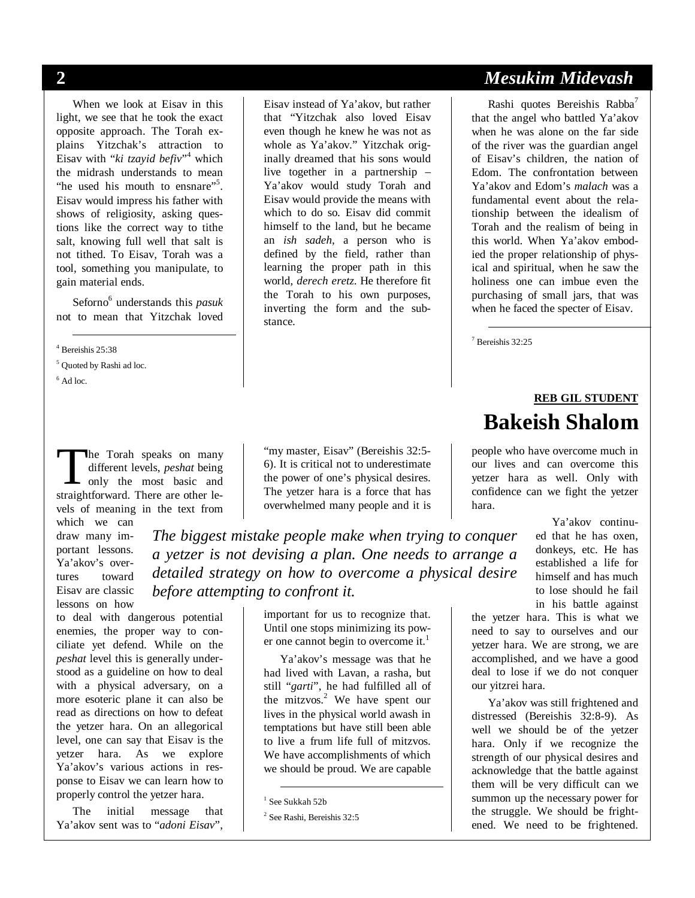When we look at Eisav in this light, we see that he took the exact opposite approach. The Torah explains Yitzchak's attraction to Eisav with "*ki tzayid befiv*"[4] which the midrash understands to mean "he used his mouth to ensnare"[5]. Eisav would impress his father with shows of religiosity, asking questions like the correct way to tithe salt, knowing full well that salt is not tithed. To Eisav, Torah was a tool, something you manipulate, to gain material ends.

Seforno[6] understands this *pasuk* not to mean that Yitzchak loved Eisav instead of Ya'akov, but rather that "Yitzchak also loved Eisav even though he knew he was not as whole as Ya'akov." Yitzchak originally dreamed that his sons would live together in a partnership – Ya'akov would study Torah and Eisav would provide the means with which to do so. Eisav did commit himself to the land, but he became an *ish sadeh*, a person who is defined by the field, rather than learning the proper path in this world, *derech eretz*. He therefore fit the Torah to his own purposes, inverting the form and the substance.

Rashi quotes Bereishis Rabba[7] that the angel who battled Ya'akov when he was alone on the far side of the river was the guardian angel of Eisav's children, the nation of Edom. The confrontation between Ya'akov and Edom's *malach* was a fundamental event about the relationship between the idealism of Torah and the realism of being in this world. When Ya'akov embodied the proper relationship of physical and spiritual, when he saw the holiness one can imbue even the purchasing of small jars, that was when he faced the specter of Eisav.

---

[4] Bereishis 25:38

[5] Quoted by Rashi ad loc.

[6] Ad loc.

[7] Bereishis 32:25

---

**REB GIL STUDENT**

# Bakeish Shalom

The Torah speaks on many different levels, *peshat* being only the most basic and straightforward. There are other levels of meaning in the text from which we can draw many important lessons. Ya'akov's overtures toward Eisav are classic lessons on how to deal with dangerous potential enemies, the proper way to conciliate yet defend. While on the *peshat* level this is generally understood as a guideline on how to deal with a physical adversary, on a more esoteric plane it can also be read as directions on how to defeat the yetzer hara. On an allegorical level, one can say that Eisav is the yetzer hara. As we explore Ya'akov's various actions in response to Eisav we can learn how to properly control the yetzer hara.

*The biggest mistake people make when trying to conquer a yetzer is not devising a plan. One needs to arrange a detailed strategy on how to overcome a physical desire before attempting to confront it.*

The initial message that Ya'akov sent was to "*adoni Eisav*", "my master, Eisav" (Bereishis 32:5-6). It is critical not to underestimate the power of one's physical desires. The yetzer hara is a force that has overwhelmed many people and it is important for us to recognize that. Until one stops minimizing its power one cannot begin to overcome it.[1]

Ya'akov's message was that he had lived with Lavan, a rasha, but still "*garti*", he had fulfilled all of the mitzvos.[2] We have spent our lives in the physical world awash in temptations but have still been able to live a frum life full of mitzvos. We have accomplishments of which we should be proud. We are capable people who have overcome much in our lives and can overcome this yetzer hara as well. Only with confidence can we fight the yetzer hara.

Ya'akov continued that he has oxen, donkeys, etc. He has established a life for himself and has much to lose should he fail in his battle against the yetzer hara. This is what we need to say to ourselves and our yetzer hara. We are strong, we are accomplished, and we have a good deal to lose if we do not conquer our yitzrei hara.

Ya'akov was still frightened and distressed (Bereishis 32:8-9). As well we should be of the yetzer hara. Only if we recognize the strength of our physical desires and acknowledge that the battle against them will be very difficult can we summon up the necessary power for the struggle. We should be frightened. We need to be frightened.

---

[1] See Sukkah 52b

[2] See Rashi, Bereishis 32:5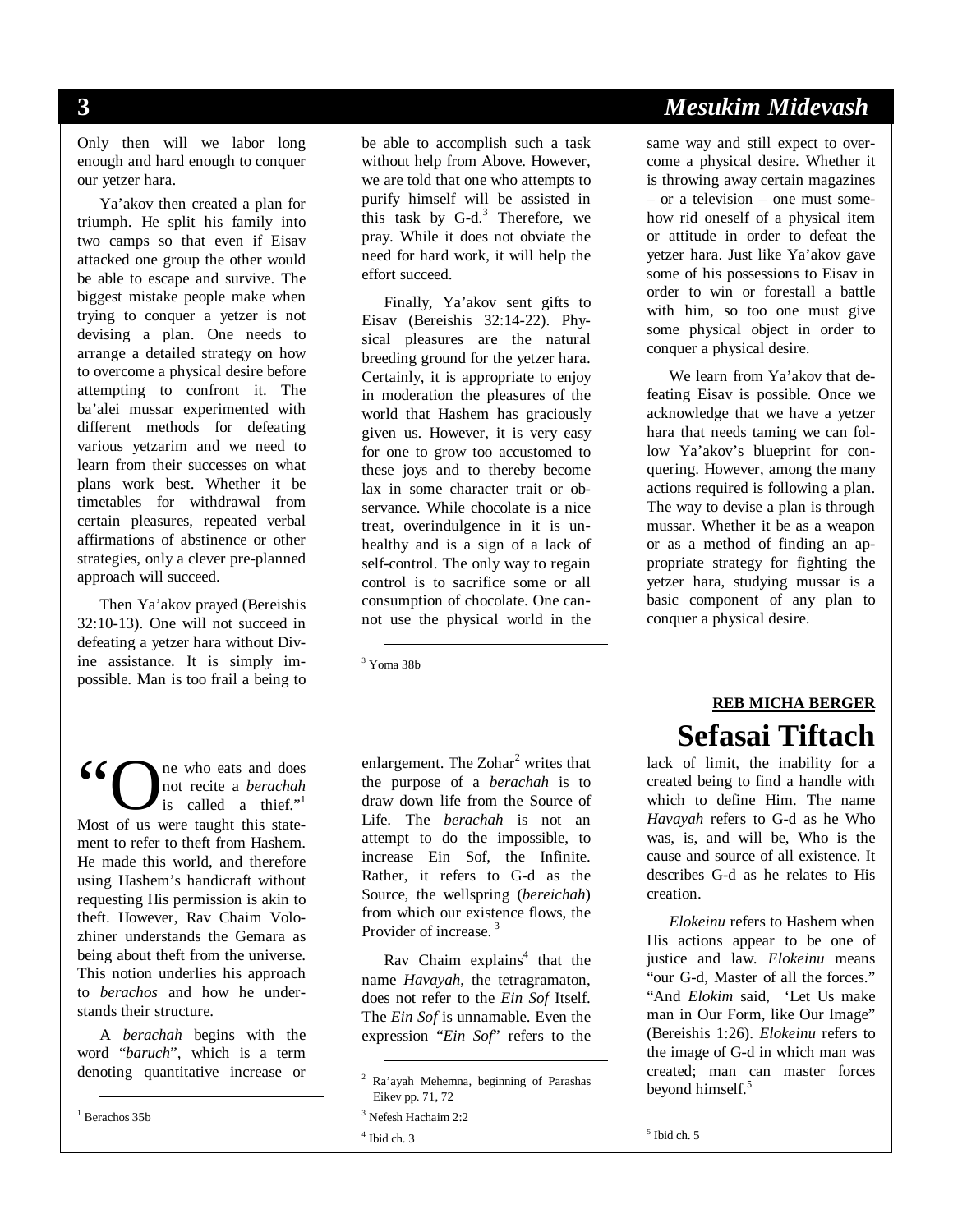Only then will we labor long enough and hard enough to conquer our yetzer hara.

Ya'akov then created a plan for triumph. He split his family into two camps so that even if Eisav attacked one group the other would be able to escape and survive. The biggest mistake people make when trying to conquer a yetzer is not devising a plan. One needs to arrange a detailed strategy on how to overcome a physical desire before attempting to confront it. The ba'alei mussar experimented with different methods for defeating various yetzarim and we need to learn from their successes on what plans work best. Whether it be timetables for withdrawal from certain pleasures, repeated verbal affirmations of abstinence or other strategies, only a clever pre-planned approach will succeed.

Then Ya'akov prayed (Bereishis 32:10-13). One will not succeed in defeating a yetzer hara without Divine assistance. It is simply impossible. Man is too frail a being to be able to accomplish such a task without help from Above. However, we are told that one who attempts to purify himself will be assisted in this task by G-d.[3] Therefore, we pray. While it does not obviate the need for hard work, it will help the effort succeed.

Finally, Ya'akov sent gifts to Eisav (Bereishis 32:14-22). Physical pleasures are the natural breeding ground for the yetzer hara. Certainly, it is appropriate to enjoy in moderation the pleasures of the world that Hashem has graciously given us. However, it is very easy for one to grow too accustomed to these joys and to thereby become lax in some character trait or observance. While chocolate is a nice treat, overindulgence in it is unhealthy and is a sign of a lack of self-control. The only way to regain control is to sacrifice some or all consumption of chocolate. One cannot use the physical world in the same way and still expect to overcome a physical desire. Whether it is throwing away certain magazines – or a television – one must somehow rid oneself of a physical item or attitude in order to defeat the yetzer hara. Just like Ya'akov gave some of his possessions to Eisav in order to win or forestall a battle with him, so too one must give some physical object in order to conquer a physical desire.

We learn from Ya'akov that defeating Eisav is possible. Once we acknowledge that we have a yetzer hara that needs taming we can follow Ya'akov's blueprint for conquering. However, among the many actions required is following a plan. The way to devise a plan is through mussar. Whether it be as a weapon or as a method of finding an appropriate strategy for fighting the yetzer hara, studying mussar is a basic component of any plan to conquer a physical desire.

[3] Yoma 38b

**REB MICHA BERGER**

# Sefasai Tiftach

"One who eats and does not recite a *berachah* is called a thief."[1] Most of us were taught this statement to refer to theft from Hashem. He made this world, and therefore using Hashem's handicraft without requesting His permission is akin to theft. However, Rav Chaim Volozhiner understands the Gemara as being about theft from the universe. This notion underlies his approach to *berachos* and how he understands their structure.

A *berachah* begins with the word "*baruch*", which is a term denoting quantitative increase or enlargement. The Zohar[2] writes that the purpose of a *berachah* is to draw down life from the Source of Life. The *berachah* is not an attempt to do the impossible, to increase Ein Sof, the Infinite. Rather, it refers to G-d as the Source, the wellspring (*bereichah*) from which our existence flows, the Provider of increase.[3]

Rav Chaim explains[4] that the name *Havayah*, the tetragramaton, does not refer to the *Ein Sof* Itself. The *Ein Sof* is unnamable. Even the expression "*Ein Sof*" refers to the lack of limit, the inability for a created being to find a handle with which to define Him. The name *Havayah* refers to G-d as he Who was, is, and will be, Who is the cause and source of all existence. It describes G-d as he relates to His creation.

*Elokeinu* refers to Hashem when His actions appear to be one of justice and law. *Elokeinu* means "our G-d, Master of all the forces." "And *Elokim* said, 'Let Us make man in Our Form, like Our Image" (Bereishis 1:26). *Elokeinu* refers to the image of G-d in which man was created; man can master forces beyond himself.[5]

[1] Berachos 35b

[2] Ra'ayah Mehemna, beginning of Parashas Eikev pp. 71, 72

[3] Nefesh Hachaim 2:2

[4] Ibid ch. 3

[5] Ibid ch. 5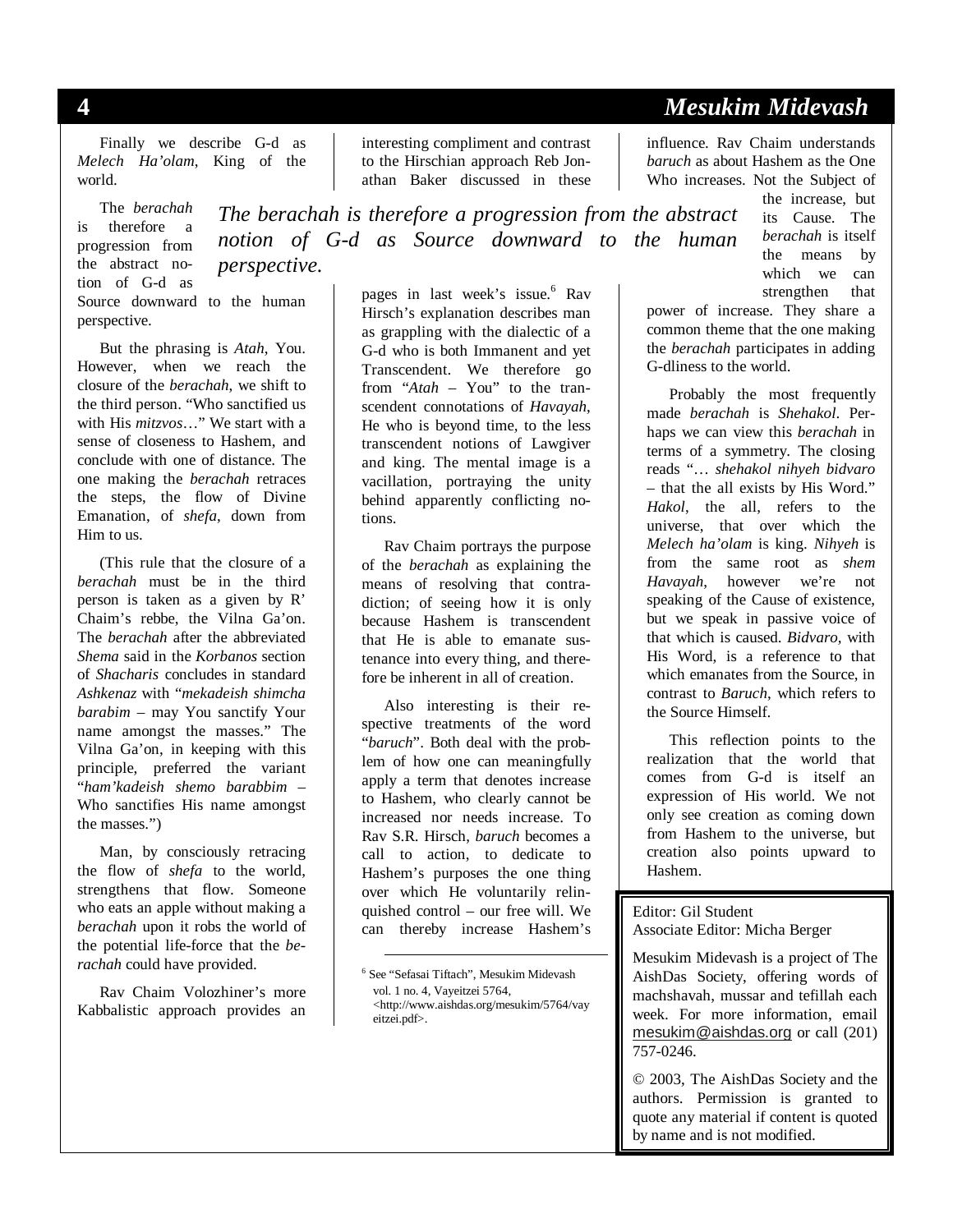Finally we describe G-d as *Melech Ha'olam*, King of the world.

The *berachah* is therefore a progression from the abstract notion of G-d as Source downward to the human perspective.

> *The berachah is therefore a progression from the abstract notion of G-d as Source downward to the human perspective.*

But the phrasing is *Atah*, You. However, when we reach the closure of the *berachah*, we shift to the third person. "Who sanctified us with His *mitzvos*…" We start with a sense of closeness to Hashem, and conclude with one of distance. The one making the *berachah* retraces the steps, the flow of Divine Emanation, of *shefa*, down from Him to us.

(This rule that the closure of a *berachah* must be in the third person is taken as a given by R' Chaim's rebbe, the Vilna Ga'on. The *berachah* after the abbreviated *Shema* said in the *Korbanos* section of *Shacharis* concludes in standard *Ashkenaz* with "*mekadeish shimcha barabim* – may You sanctify Your name amongst the masses." The Vilna Ga'on, in keeping with this principle, preferred the variant "*ham'kadeish shemo barabbim* – Who sanctifies His name amongst the masses.")

Man, by consciously retracing the flow of *shefa* to the world, strengthens that flow. Someone who eats an apple without making a *berachah* upon it robs the world of the potential life-force that the *berachah* could have provided.

Rav Chaim Volozhiner's more Kabbalistic approach provides an interesting compliment and contrast to the Hirschian approach Reb Jonathan Baker discussed in these pages in last week's issue.[6] Rav Hirsch's explanation describes man as grappling with the dialectic of a G-d who is both Immanent and yet Transcendent. We therefore go from "*Atah* – You" to the transcendent connotations of *Havayah*, He who is beyond time, to the less transcendent notions of Lawgiver and king. The mental image is a vacillation, portraying the unity behind apparently conflicting notions.

Rav Chaim portrays the purpose of the *berachah* as explaining the means of resolving that contradiction; of seeing how it is only because Hashem is transcendent that He is able to emanate sustenance into every thing, and therefore be inherent in all of creation.

Also interesting is their respective treatments of the word "*baruch*". Both deal with the problem of how one can meaningfully apply a term that denotes increase to Hashem, who clearly cannot be increased nor needs increase. To Rav S.R. Hirsch, *baruch* becomes a call to action, to dedicate to Hashem's purposes the one thing over which He voluntarily relinquished control – our free will. We can thereby increase Hashem's influence. Rav Chaim understands *baruch* as about Hashem as the One Who increases. Not the Subject of the increase, but its Cause. The *berachah* is itself the means by which we can strengthen that power of increase. They share a common theme that the one making the *berachah* participates in adding G-dliness to the world.

Probably the most frequently made *berachah* is *Shehakol*. Perhaps we can view this *berachah* in terms of a symmetry. The closing reads "… *shehakol nihyeh bidvaro* – that the all exists by His Word." *Hakol*, the all, refers to the universe, that over which the *Melech ha'olam* is king. *Nihyeh* is from the same root as *shem Havayah*, however we're not speaking of the Cause of existence, but we speak in passive voice of that which is caused. *Bidvaro*, with His Word, is a reference to that which emanates from the Source, in contrast to *Baruch*, which refers to the Source Himself.

This reflection points to the realization that the world that comes from G-d is itself an expression of His world. We not only see creation as coming down from Hashem to the universe, but creation also points upward to Hashem.

---

[6] See "Sefasai Tiftach", Mesukim Midevash vol. 1 no. 4, Vayeitzei 5764, <http://www.aishdas.org/mesukim/5764/vayeitzei.pdf>.

---

Editor: Gil Student
Associate Editor: Micha Berger

Mesukim Midevash is a project of The AishDas Society, offering words of machshavah, mussar and tefillah each week. For more information, email mesukim@aishdas.org or call (201) 757-0246.

© 2003, The AishDas Society and the authors. Permission is granted to quote any material if content is quoted by name and is not modified.